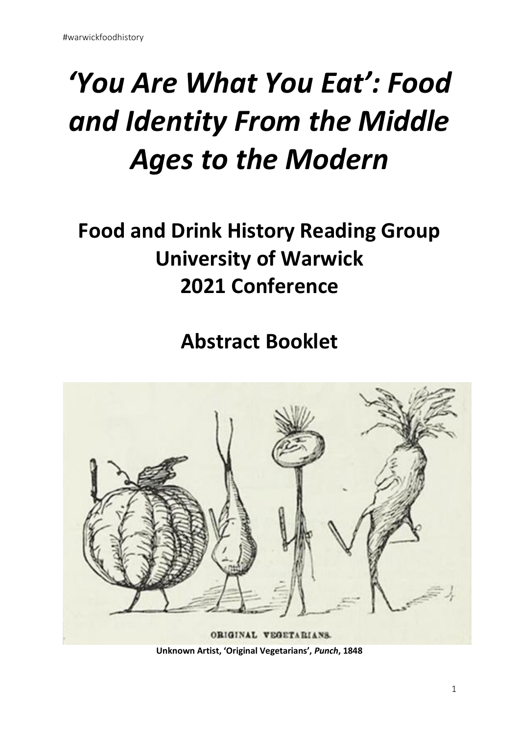#warwickfoodhistory

# *'You Are What You Eat': Food and Identity From the Middle Ages to the Modern*

## Food and Drink History Reading Group
## University of Warwick
## 2021 Conference

## Abstract Booklet

**Unknown Artist, 'Original Vegetarians', *Punch*, 1848**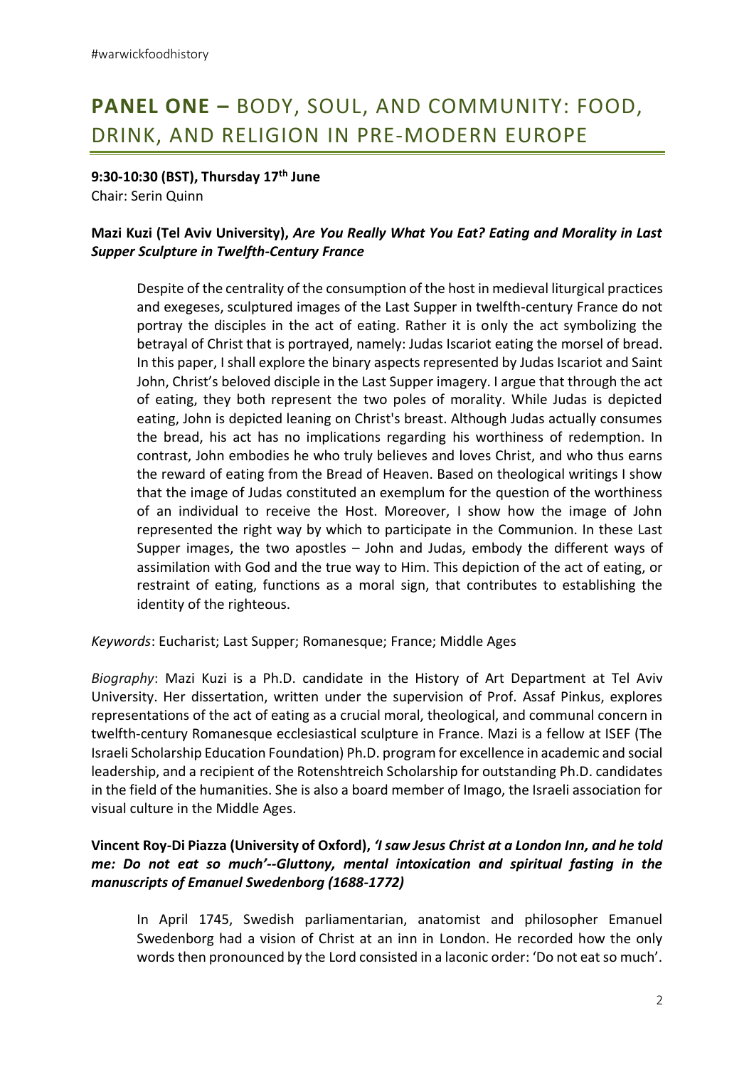# PANEL ONE – BODY, SOUL, AND COMMUNITY: FOOD, DRINK, AND RELIGION IN PRE-MODERN EUROPE

**9:30-10:30 (BST), Thursday 17th June**
Chair: Serin Quinn

**Mazi Kuzi (Tel Aviv University),** ***Are You Really What You Eat? Eating and Morality in Last Supper Sculpture in Twelfth-Century France***

> Despite of the centrality of the consumption of the host in medieval liturgical practices and exegeses, sculptured images of the Last Supper in twelfth-century France do not portray the disciples in the act of eating. Rather it is only the act symbolizing the betrayal of Christ that is portrayed, namely: Judas Iscariot eating the morsel of bread. In this paper, I shall explore the binary aspects represented by Judas Iscariot and Saint John, Christ's beloved disciple in the Last Supper imagery. I argue that through the act of eating, they both represent the two poles of morality. While Judas is depicted eating, John is depicted leaning on Christ's breast. Although Judas actually consumes the bread, his act has no implications regarding his worthiness of redemption. In contrast, John embodies he who truly believes and loves Christ, and who thus earns the reward of eating from the Bread of Heaven. Based on theological writings I show that the image of Judas constituted an exemplum for the question of the worthiness of an individual to receive the Host. Moreover, I show how the image of John represented the right way by which to participate in the Communion. In these Last Supper images, the two apostles – John and Judas, embody the different ways of assimilation with God and the true way to Him. This depiction of the act of eating, or restraint of eating, functions as a moral sign, that contributes to establishing the identity of the righteous.

*Keywords*: Eucharist; Last Supper; Romanesque; France; Middle Ages

*Biography*: Mazi Kuzi is a Ph.D. candidate in the History of Art Department at Tel Aviv University. Her dissertation, written under the supervision of Prof. Assaf Pinkus, explores representations of the act of eating as a crucial moral, theological, and communal concern in twelfth-century Romanesque ecclesiastical sculpture in France. Mazi is a fellow at ISEF (The Israeli Scholarship Education Foundation) Ph.D. program for excellence in academic and social leadership, and a recipient of the Rotenshtreich Scholarship for outstanding Ph.D. candidates in the field of the humanities. She is also a board member of Imago, the Israeli association for visual culture in the Middle Ages.

**Vincent Roy-Di Piazza (University of Oxford),** ***'I saw Jesus Christ at a London Inn, and he told me: Do not eat so much'--Gluttony, mental intoxication and spiritual fasting in the manuscripts of Emanuel Swedenborg (1688-1772)***

> In April 1745, Swedish parliamentarian, anatomist and philosopher Emanuel Swedenborg had a vision of Christ at an inn in London. He recorded how the only words then pronounced by the Lord consisted in a laconic order: 'Do not eat so much'.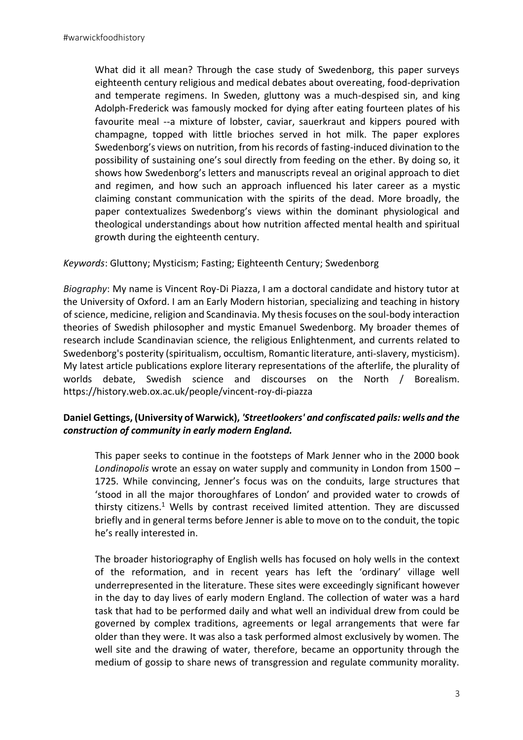What did it all mean? Through the case study of Swedenborg, this paper surveys eighteenth century religious and medical debates about overeating, food-deprivation and temperate regimens. In Sweden, gluttony was a much-despised sin, and king Adolph-Frederick was famously mocked for dying after eating fourteen plates of his favourite meal --a mixture of lobster, caviar, sauerkraut and kippers poured with champagne, topped with little brioches served in hot milk. The paper explores Swedenborg's views on nutrition, from his records of fasting-induced divination to the possibility of sustaining one's soul directly from feeding on the ether. By doing so, it shows how Swedenborg's letters and manuscripts reveal an original approach to diet and regimen, and how such an approach influenced his later career as a mystic claiming constant communication with the spirits of the dead. More broadly, the paper contextualizes Swedenborg's views within the dominant physiological and theological understandings about how nutrition affected mental health and spiritual growth during the eighteenth century.

*Keywords*: Gluttony; Mysticism; Fasting; Eighteenth Century; Swedenborg

*Biography*: My name is Vincent Roy-Di Piazza, I am a doctoral candidate and history tutor at the University of Oxford. I am an Early Modern historian, specializing and teaching in history of science, medicine, religion and Scandinavia. My thesis focuses on the soul-body interaction theories of Swedish philosopher and mystic Emanuel Swedenborg. My broader themes of research include Scandinavian science, the religious Enlightenment, and currents related to Swedenborg's posterity (spiritualism, occultism, Romantic literature, anti-slavery, mysticism). My latest article publications explore literary representations of the afterlife, the plurality of worlds debate, Swedish science and discourses on the North / Borealism. https://history.web.ox.ac.uk/people/vincent-roy-di-piazza

**Daniel Gettings, (University of Warwick), *'Streetlookers' and confiscated pails: wells and the construction of community in early modern England.***

This paper seeks to continue in the footsteps of Mark Jenner who in the 2000 book *Londinopolis* wrote an essay on water supply and community in London from 1500 – 1725. While convincing, Jenner's focus was on the conduits, large structures that 'stood in all the major thoroughfares of London' and provided water to crowds of thirsty citizens.[1] Wells by contrast received limited attention. They are discussed briefly and in general terms before Jenner is able to move on to the conduit, the topic he's really interested in.

The broader historiography of English wells has focused on holy wells in the context of the reformation, and in recent years has left the 'ordinary' village well underrepresented in the literature. These sites were exceedingly significant however in the day to day lives of early modern England. The collection of water was a hard task that had to be performed daily and what well an individual drew from could be governed by complex traditions, agreements or legal arrangements that were far older than they were. It was also a task performed almost exclusively by women. The well site and the drawing of water, therefore, became an opportunity through the medium of gossip to share news of transgression and regulate community morality.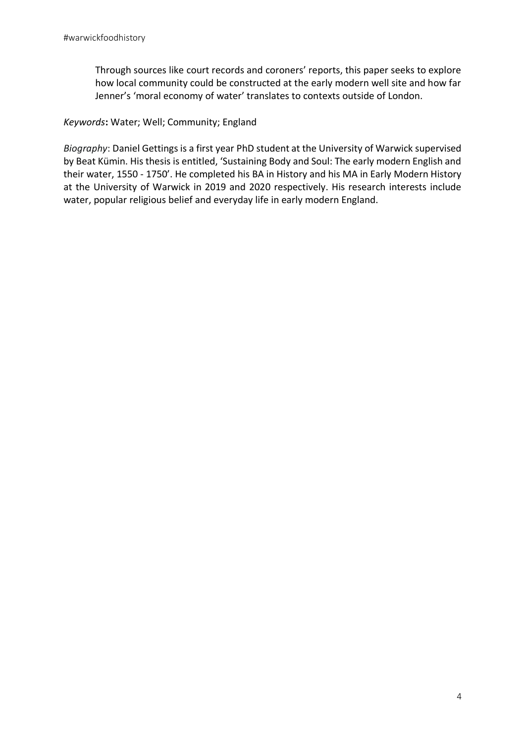Through sources like court records and coroners' reports, this paper seeks to explore how local community could be constructed at the early modern well site and how far Jenner's 'moral economy of water' translates to contexts outside of London.

*Keywords***:** Water; Well; Community; England

*Biography*: Daniel Gettings is a first year PhD student at the University of Warwick supervised by Beat Kümin. His thesis is entitled, 'Sustaining Body and Soul: The early modern English and their water, 1550 - 1750'. He completed his BA in History and his MA in Early Modern History at the University of Warwick in 2019 and 2020 respectively. His research interests include water, popular religious belief and everyday life in early modern England.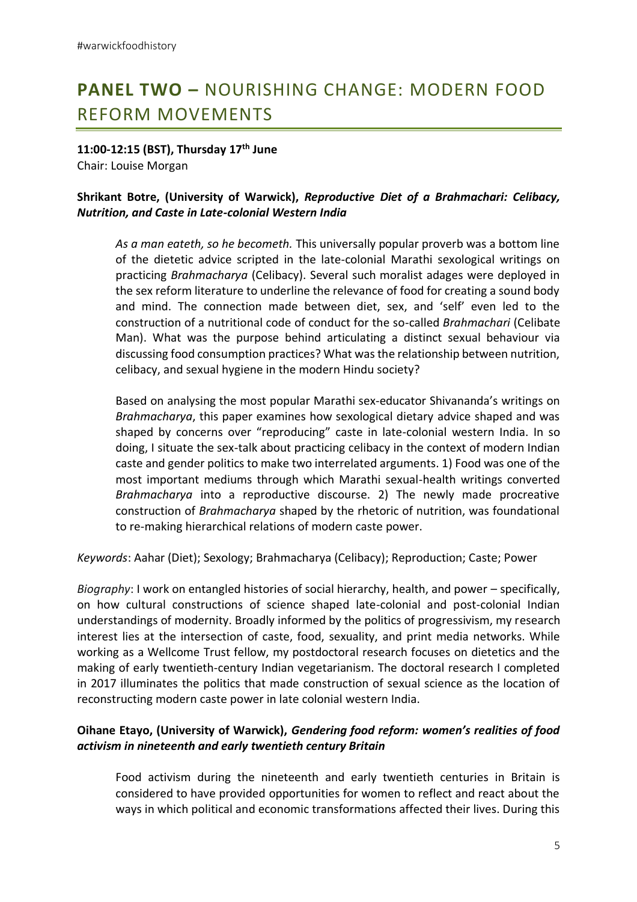## **PANEL TWO –** NOURISHING CHANGE: MODERN FOOD REFORM MOVEMENTS

**11:00-12:15 (BST), Thursday 17th June**
Chair: Louise Morgan

**Shrikant Botre, (University of Warwick),** ***Reproductive Diet of a Brahmachari: Celibacy, Nutrition, and Caste in Late-colonial Western India***

> *As a man eateth, so he becometh.* This universally popular proverb was a bottom line of the dietetic advice scripted in the late-colonial Marathi sexological writings on practicing *Brahmacharya* (Celibacy). Several such moralist adages were deployed in the sex reform literature to underline the relevance of food for creating a sound body and mind. The connection made between diet, sex, and 'self' even led to the construction of a nutritional code of conduct for the so-called *Brahmachari* (Celibate Man). What was the purpose behind articulating a distinct sexual behaviour via discussing food consumption practices? What was the relationship between nutrition, celibacy, and sexual hygiene in the modern Hindu society?
>
> Based on analysing the most popular Marathi sex-educator Shivananda's writings on *Brahmacharya*, this paper examines how sexological dietary advice shaped and was shaped by concerns over "reproducing" caste in late-colonial western India. In so doing, I situate the sex-talk about practicing celibacy in the context of modern Indian caste and gender politics to make two interrelated arguments. 1) Food was one of the most important mediums through which Marathi sexual-health writings converted *Brahmacharya* into a reproductive discourse. 2) The newly made procreative construction of *Brahmacharya* shaped by the rhetoric of nutrition, was foundational to re-making hierarchical relations of modern caste power.

*Keywords*: Aahar (Diet); Sexology; Brahmacharya (Celibacy); Reproduction; Caste; Power

*Biography*: I work on entangled histories of social hierarchy, health, and power – specifically, on how cultural constructions of science shaped late-colonial and post-colonial Indian understandings of modernity. Broadly informed by the politics of progressivism, my research interest lies at the intersection of caste, food, sexuality, and print media networks. While working as a Wellcome Trust fellow, my postdoctoral research focuses on dietetics and the making of early twentieth-century Indian vegetarianism. The doctoral research I completed in 2017 illuminates the politics that made construction of sexual science as the location of reconstructing modern caste power in late colonial western India.

**Oihane Etayo, (University of Warwick),** ***Gendering food reform: women's realities of food activism in nineteenth and early twentieth century Britain***

> Food activism during the nineteenth and early twentieth centuries in Britain is considered to have provided opportunities for women to reflect and react about the ways in which political and economic transformations affected their lives. During this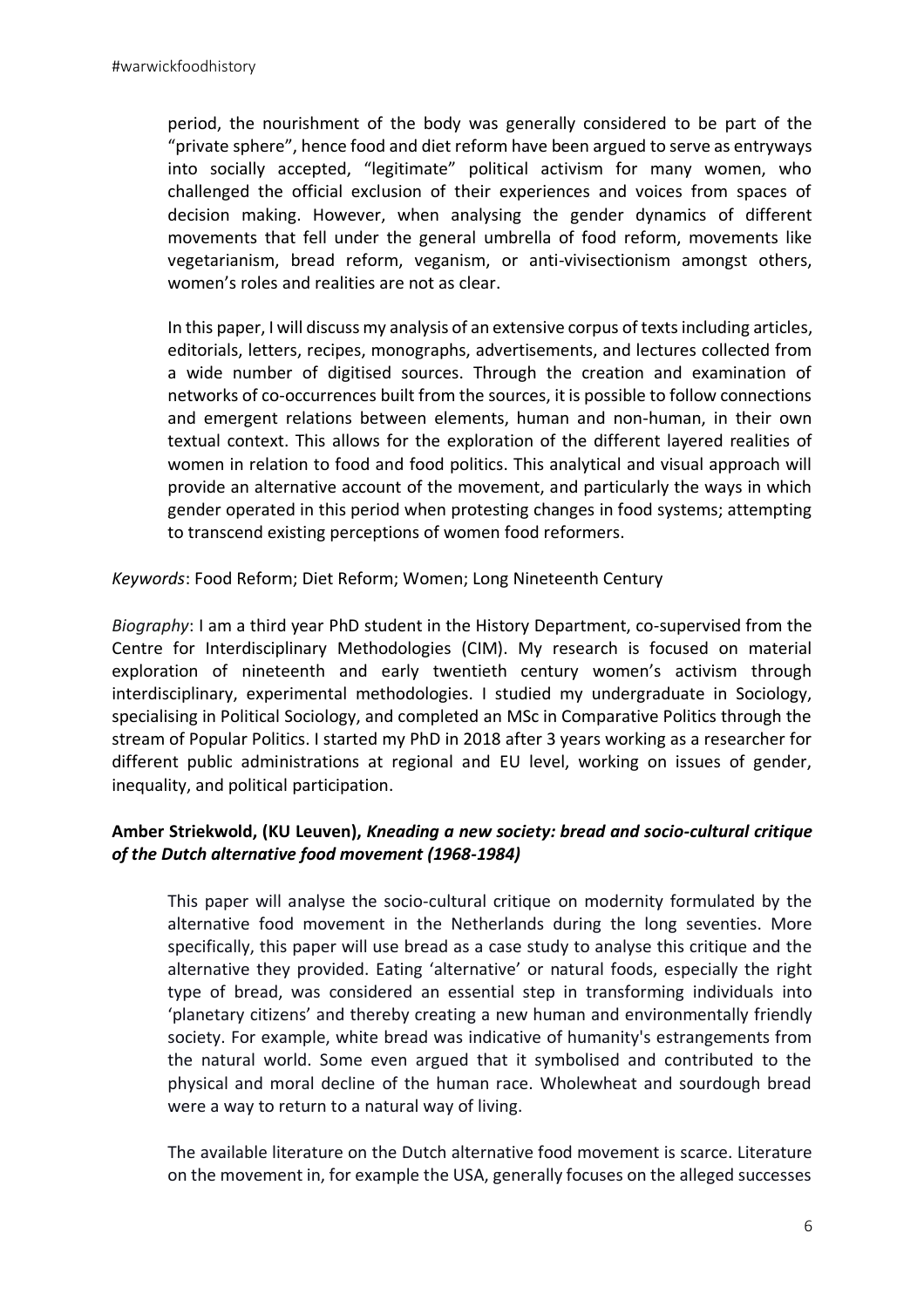period, the nourishment of the body was generally considered to be part of the "private sphere", hence food and diet reform have been argued to serve as entryways into socially accepted, "legitimate" political activism for many women, who challenged the official exclusion of their experiences and voices from spaces of decision making. However, when analysing the gender dynamics of different movements that fell under the general umbrella of food reform, movements like vegetarianism, bread reform, veganism, or anti-vivisectionism amongst others, women's roles and realities are not as clear.

In this paper, I will discuss my analysis of an extensive corpus of texts including articles, editorials, letters, recipes, monographs, advertisements, and lectures collected from a wide number of digitised sources. Through the creation and examination of networks of co-occurrences built from the sources, it is possible to follow connections and emergent relations between elements, human and non-human, in their own textual context. This allows for the exploration of the different layered realities of women in relation to food and food politics. This analytical and visual approach will provide an alternative account of the movement, and particularly the ways in which gender operated in this period when protesting changes in food systems; attempting to transcend existing perceptions of women food reformers.

*Keywords*: Food Reform; Diet Reform; Women; Long Nineteenth Century

*Biography*: I am a third year PhD student in the History Department, co-supervised from the Centre for Interdisciplinary Methodologies (CIM). My research is focused on material exploration of nineteenth and early twentieth century women's activism through interdisciplinary, experimental methodologies. I studied my undergraduate in Sociology, specialising in Political Sociology, and completed an MSc in Comparative Politics through the stream of Popular Politics. I started my PhD in 2018 after 3 years working as a researcher for different public administrations at regional and EU level, working on issues of gender, inequality, and political participation.

**Amber Striekwold, (KU Leuven), *Kneading a new society: bread and socio-cultural critique of the Dutch alternative food movement (1968-1984)***

This paper will analyse the socio-cultural critique on modernity formulated by the alternative food movement in the Netherlands during the long seventies. More specifically, this paper will use bread as a case study to analyse this critique and the alternative they provided. Eating 'alternative' or natural foods, especially the right type of bread, was considered an essential step in transforming individuals into 'planetary citizens' and thereby creating a new human and environmentally friendly society. For example, white bread was indicative of humanity's estrangements from the natural world. Some even argued that it symbolised and contributed to the physical and moral decline of the human race. Wholewheat and sourdough bread were a way to return to a natural way of living.

The available literature on the Dutch alternative food movement is scarce. Literature on the movement in, for example the USA, generally focuses on the alleged successes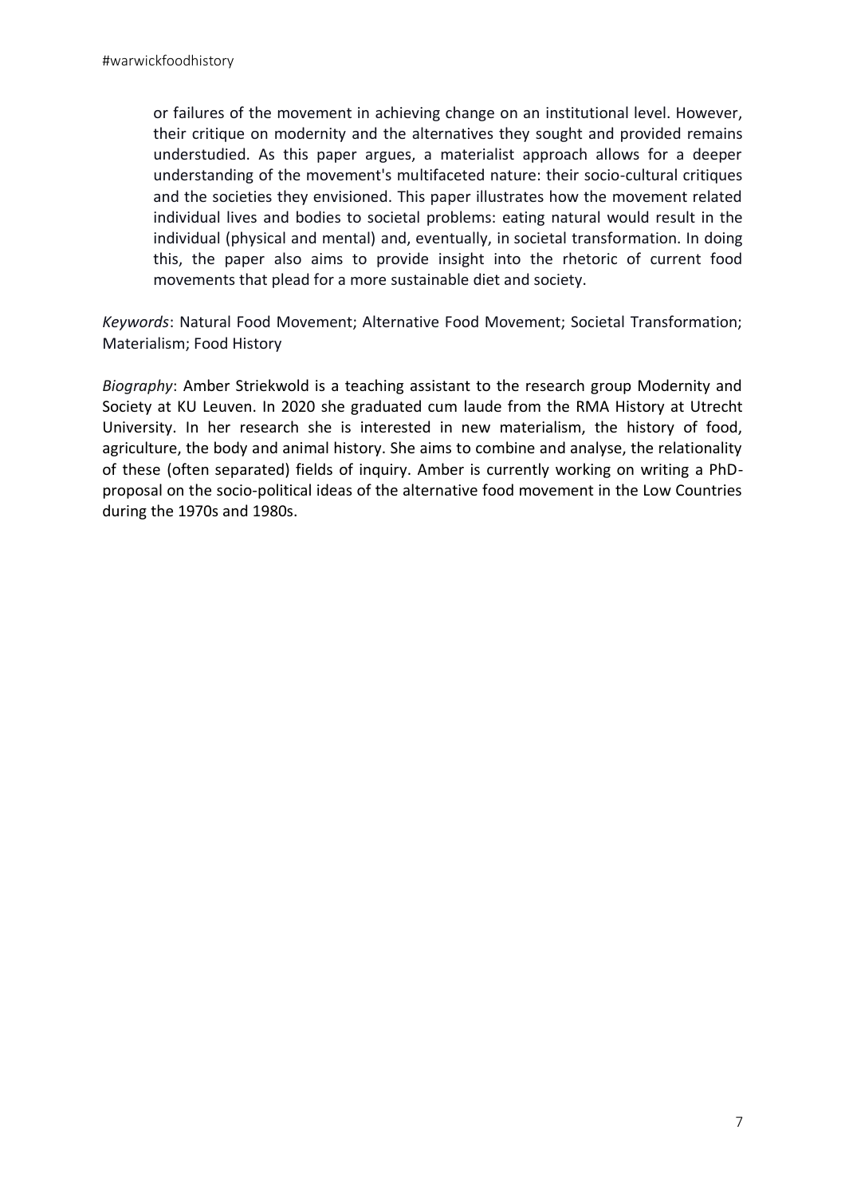or failures of the movement in achieving change on an institutional level. However, their critique on modernity and the alternatives they sought and provided remains understudied. As this paper argues, a materialist approach allows for a deeper understanding of the movement's multifaceted nature: their socio-cultural critiques and the societies they envisioned. This paper illustrates how the movement related individual lives and bodies to societal problems: eating natural would result in the individual (physical and mental) and, eventually, in societal transformation. In doing this, the paper also aims to provide insight into the rhetoric of current food movements that plead for a more sustainable diet and society.

*Keywords*: Natural Food Movement; Alternative Food Movement; Societal Transformation; Materialism; Food History

*Biography*: Amber Striekwold is a teaching assistant to the research group Modernity and Society at KU Leuven. In 2020 she graduated cum laude from the RMA History at Utrecht University. In her research she is interested in new materialism, the history of food, agriculture, the body and animal history. She aims to combine and analyse, the relationality of these (often separated) fields of inquiry. Amber is currently working on writing a PhD-proposal on the socio-political ideas of the alternative food movement in the Low Countries during the 1970s and 1980s.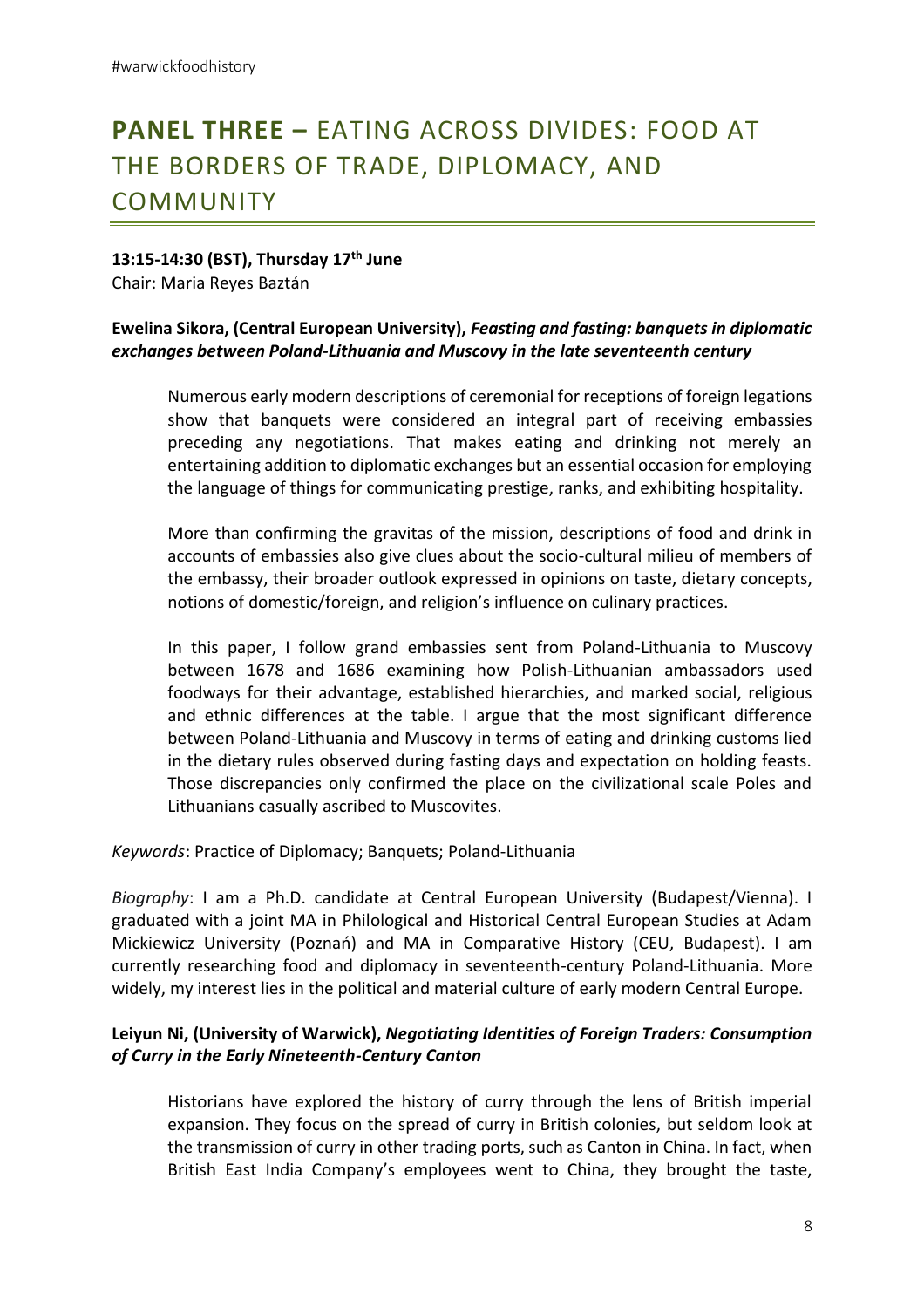# **PANEL THREE –** EATING ACROSS DIVIDES: FOOD AT THE BORDERS OF TRADE, DIPLOMACY, AND COMMUNITY

**13:15-14:30 (BST), Thursday 17th June**
Chair: Maria Reyes Baztán

**Ewelina Sikora, (Central European University),** ***Feasting and fasting: banquets in diplomatic exchanges between Poland-Lithuania and Muscovy in the late seventeenth century***

> Numerous early modern descriptions of ceremonial for receptions of foreign legations show that banquets were considered an integral part of receiving embassies preceding any negotiations. That makes eating and drinking not merely an entertaining addition to diplomatic exchanges but an essential occasion for employing the language of things for communicating prestige, ranks, and exhibiting hospitality.
>
> More than confirming the gravitas of the mission, descriptions of food and drink in accounts of embassies also give clues about the socio-cultural milieu of members of the embassy, their broader outlook expressed in opinions on taste, dietary concepts, notions of domestic/foreign, and religion's influence on culinary practices.
>
> In this paper, I follow grand embassies sent from Poland-Lithuania to Muscovy between 1678 and 1686 examining how Polish-Lithuanian ambassadors used foodways for their advantage, established hierarchies, and marked social, religious and ethnic differences at the table. I argue that the most significant difference between Poland-Lithuania and Muscovy in terms of eating and drinking customs lied in the dietary rules observed during fasting days and expectation on holding feasts. Those discrepancies only confirmed the place on the civilizational scale Poles and Lithuanians casually ascribed to Muscovites.

*Keywords*: Practice of Diplomacy; Banquets; Poland-Lithuania

*Biography*: I am a Ph.D. candidate at Central European University (Budapest/Vienna). I graduated with a joint MA in Philological and Historical Central European Studies at Adam Mickiewicz University (Poznań) and MA in Comparative History (CEU, Budapest). I am currently researching food and diplomacy in seventeenth-century Poland-Lithuania. More widely, my interest lies in the political and material culture of early modern Central Europe.

**Leiyun Ni, (University of Warwick),** ***Negotiating Identities of Foreign Traders: Consumption of Curry in the Early Nineteenth-Century Canton***

> Historians have explored the history of curry through the lens of British imperial expansion. They focus on the spread of curry in British colonies, but seldom look at the transmission of curry in other trading ports, such as Canton in China. In fact, when British East India Company's employees went to China, they brought the taste,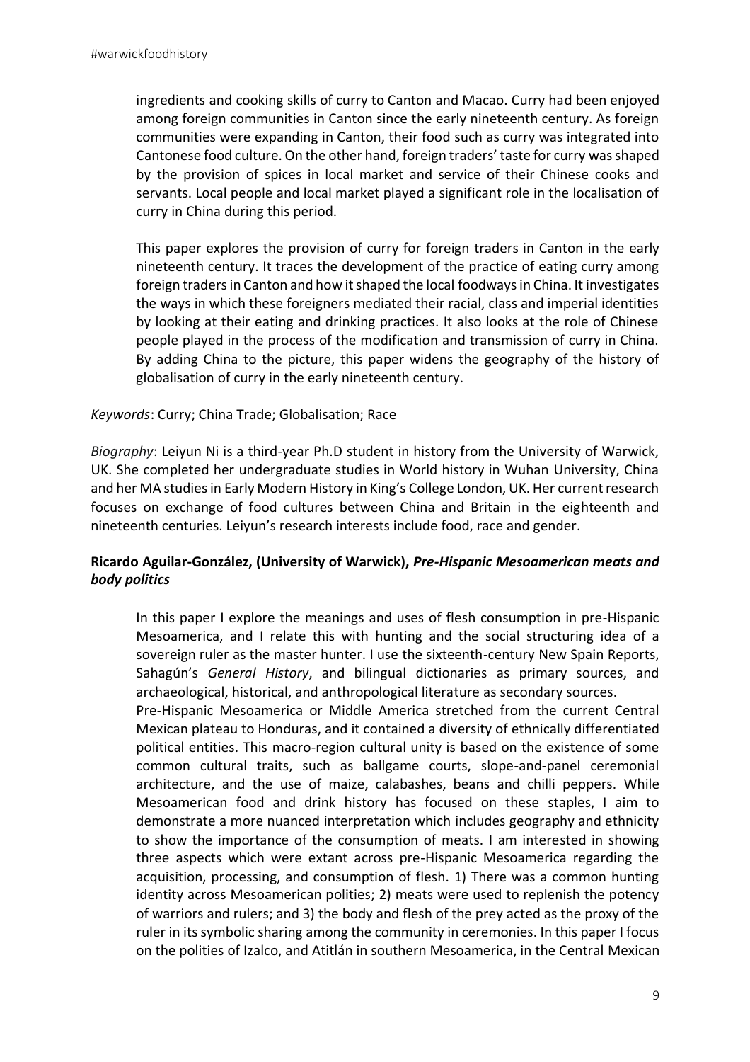ingredients and cooking skills of curry to Canton and Macao. Curry had been enjoyed among foreign communities in Canton since the early nineteenth century. As foreign communities were expanding in Canton, their food such as curry was integrated into Cantonese food culture. On the other hand, foreign traders' taste for curry was shaped by the provision of spices in local market and service of their Chinese cooks and servants. Local people and local market played a significant role in the localisation of curry in China during this period.

This paper explores the provision of curry for foreign traders in Canton in the early nineteenth century. It traces the development of the practice of eating curry among foreign traders in Canton and how it shaped the local foodways in China. It investigates the ways in which these foreigners mediated their racial, class and imperial identities by looking at their eating and drinking practices. It also looks at the role of Chinese people played in the process of the modification and transmission of curry in China. By adding China to the picture, this paper widens the geography of the history of globalisation of curry in the early nineteenth century.

*Keywords*: Curry; China Trade; Globalisation; Race

*Biography*: Leiyun Ni is a third-year Ph.D student in history from the University of Warwick, UK. She completed her undergraduate studies in World history in Wuhan University, China and her MA studies in Early Modern History in King's College London, UK. Her current research focuses on exchange of food cultures between China and Britain in the eighteenth and nineteenth centuries. Leiyun's research interests include food, race and gender.

**Ricardo Aguilar-González, (University of Warwick), *Pre-Hispanic Mesoamerican meats and body politics***

In this paper I explore the meanings and uses of flesh consumption in pre-Hispanic Mesoamerica, and I relate this with hunting and the social structuring idea of a sovereign ruler as the master hunter. I use the sixteenth-century New Spain Reports, Sahagún's *General History*, and bilingual dictionaries as primary sources, and archaeological, historical, and anthropological literature as secondary sources.
Pre-Hispanic Mesoamerica or Middle America stretched from the current Central Mexican plateau to Honduras, and it contained a diversity of ethnically differentiated political entities. This macro-region cultural unity is based on the existence of some common cultural traits, such as ballgame courts, slope-and-panel ceremonial architecture, and the use of maize, calabashes, beans and chilli peppers. While Mesoamerican food and drink history has focused on these staples, I aim to demonstrate a more nuanced interpretation which includes geography and ethnicity to show the importance of the consumption of meats. I am interested in showing three aspects which were extant across pre-Hispanic Mesoamerica regarding the acquisition, processing, and consumption of flesh. 1) There was a common hunting identity across Mesoamerican polities; 2) meats were used to replenish the potency of warriors and rulers; and 3) the body and flesh of the prey acted as the proxy of the ruler in its symbolic sharing among the community in ceremonies. In this paper I focus on the polities of Izalco, and Atitlán in southern Mesoamerica, in the Central Mexican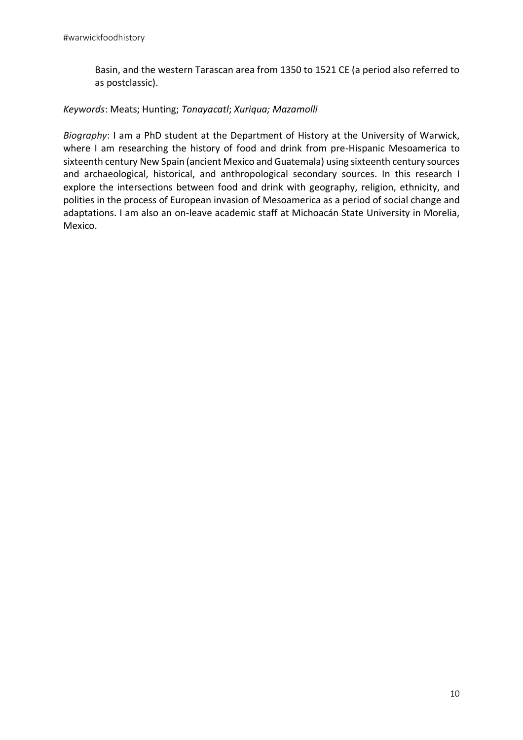Basin, and the western Tarascan area from 1350 to 1521 CE (a period also referred to as postclassic).

*Keywords*: Meats; Hunting; *Tonayacatl*; *Xuriqua; Mazamolli*

*Biography*: I am a PhD student at the Department of History at the University of Warwick, where I am researching the history of food and drink from pre-Hispanic Mesoamerica to sixteenth century New Spain (ancient Mexico and Guatemala) using sixteenth century sources and archaeological, historical, and anthropological secondary sources. In this research I explore the intersections between food and drink with geography, religion, ethnicity, and polities in the process of European invasion of Mesoamerica as a period of social change and adaptations. I am also an on-leave academic staff at Michoacán State University in Morelia, Mexico.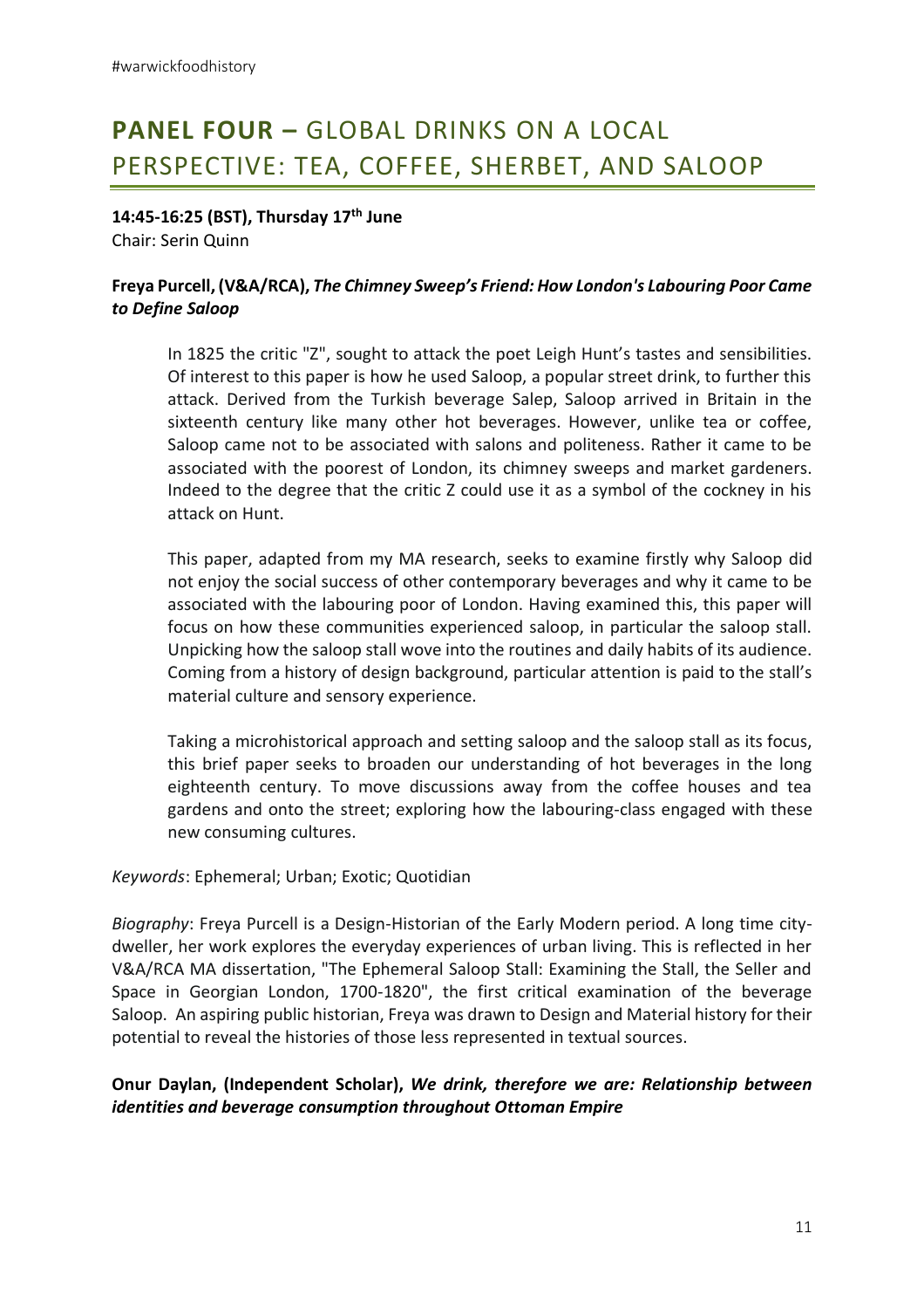## **PANEL FOUR –** GLOBAL DRINKS ON A LOCAL PERSPECTIVE: TEA, COFFEE, SHERBET, AND SALOOP

**14:45-16:25 (BST), Thursday 17th June**
Chair: Serin Quinn

**Freya Purcell, (V&A/RCA),** ***The Chimney Sweep's Friend: How London's Labouring Poor Came to Define Saloop***

In 1825 the critic "Z", sought to attack the poet Leigh Hunt's tastes and sensibilities. Of interest to this paper is how he used Saloop, a popular street drink, to further this attack. Derived from the Turkish beverage Salep, Saloop arrived in Britain in the sixteenth century like many other hot beverages. However, unlike tea or coffee, Saloop came not to be associated with salons and politeness. Rather it came to be associated with the poorest of London, its chimney sweeps and market gardeners. Indeed to the degree that the critic Z could use it as a symbol of the cockney in his attack on Hunt.

This paper, adapted from my MA research, seeks to examine firstly why Saloop did not enjoy the social success of other contemporary beverages and why it came to be associated with the labouring poor of London. Having examined this, this paper will focus on how these communities experienced saloop, in particular the saloop stall. Unpicking how the saloop stall wove into the routines and daily habits of its audience. Coming from a history of design background, particular attention is paid to the stall's material culture and sensory experience.

Taking a microhistorical approach and setting saloop and the saloop stall as its focus, this brief paper seeks to broaden our understanding of hot beverages in the long eighteenth century. To move discussions away from the coffee houses and tea gardens and onto the street; exploring how the labouring-class engaged with these new consuming cultures.

*Keywords*: Ephemeral; Urban; Exotic; Quotidian

*Biography*: Freya Purcell is a Design-Historian of the Early Modern period. A long time city-dweller, her work explores the everyday experiences of urban living. This is reflected in her V&A/RCA MA dissertation, "The Ephemeral Saloop Stall: Examining the Stall, the Seller and Space in Georgian London, 1700-1820", the first critical examination of the beverage Saloop. An aspiring public historian, Freya was drawn to Design and Material history for their potential to reveal the histories of those less represented in textual sources.

**Onur Daylan, (Independent Scholar),** ***We drink, therefore we are: Relationship between identities and beverage consumption throughout Ottoman Empire***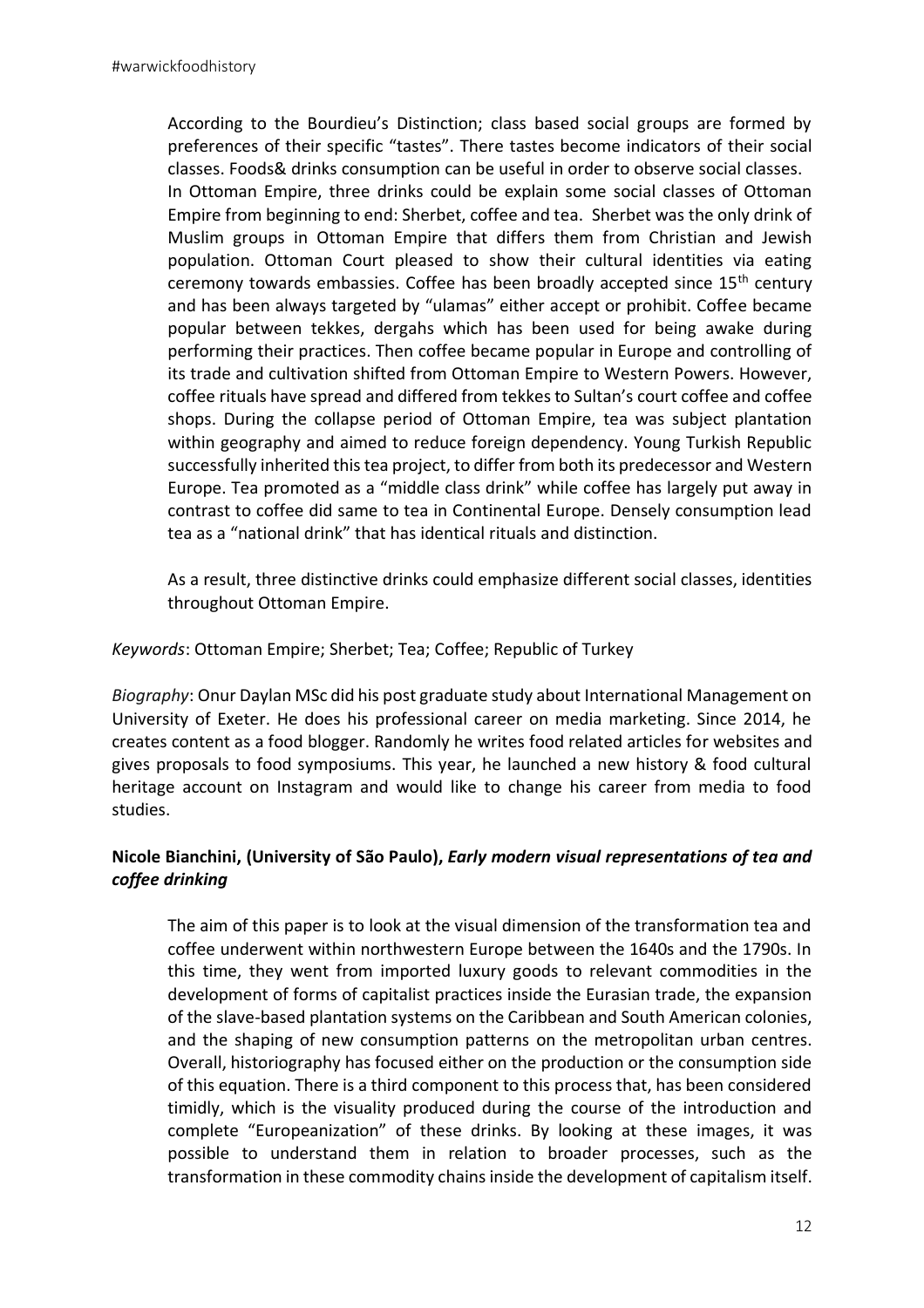According to the Bourdieu's Distinction; class based social groups are formed by preferences of their specific "tastes". There tastes become indicators of their social classes. Foods& drinks consumption can be useful in order to observe social classes. In Ottoman Empire, three drinks could be explain some social classes of Ottoman Empire from beginning to end: Sherbet, coffee and tea. Sherbet was the only drink of Muslim groups in Ottoman Empire that differs them from Christian and Jewish population. Ottoman Court pleased to show their cultural identities via eating ceremony towards embassies. Coffee has been broadly accepted since 15th century and has been always targeted by "ulamas" either accept or prohibit. Coffee became popular between tekkes, dergahs which has been used for being awake during performing their practices. Then coffee became popular in Europe and controlling of its trade and cultivation shifted from Ottoman Empire to Western Powers. However, coffee rituals have spread and differed from tekkes to Sultan's court coffee and coffee shops. During the collapse period of Ottoman Empire, tea was subject plantation within geography and aimed to reduce foreign dependency. Young Turkish Republic successfully inherited this tea project, to differ from both its predecessor and Western Europe. Tea promoted as a "middle class drink" while coffee has largely put away in contrast to coffee did same to tea in Continental Europe. Densely consumption lead tea as a "national drink" that has identical rituals and distinction.

As a result, three distinctive drinks could emphasize different social classes, identities throughout Ottoman Empire.

*Keywords*: Ottoman Empire; Sherbet; Tea; Coffee; Republic of Turkey

*Biography*: Onur Daylan MSc did his post graduate study about International Management on University of Exeter. He does his professional career on media marketing. Since 2014, he creates content as a food blogger. Randomly he writes food related articles for websites and gives proposals to food symposiums. This year, he launched a new history & food cultural heritage account on Instagram and would like to change his career from media to food studies.

**Nicole Bianchini, (University of São Paulo),** ***Early modern visual representations of tea and coffee drinking***

The aim of this paper is to look at the visual dimension of the transformation tea and coffee underwent within northwestern Europe between the 1640s and the 1790s. In this time, they went from imported luxury goods to relevant commodities in the development of forms of capitalist practices inside the Eurasian trade, the expansion of the slave-based plantation systems on the Caribbean and South American colonies, and the shaping of new consumption patterns on the metropolitan urban centres. Overall, historiography has focused either on the production or the consumption side of this equation. There is a third component to this process that, has been considered timidly, which is the visuality produced during the course of the introduction and complete "Europeanization" of these drinks. By looking at these images, it was possible to understand them in relation to broader processes, such as the transformation in these commodity chains inside the development of capitalism itself.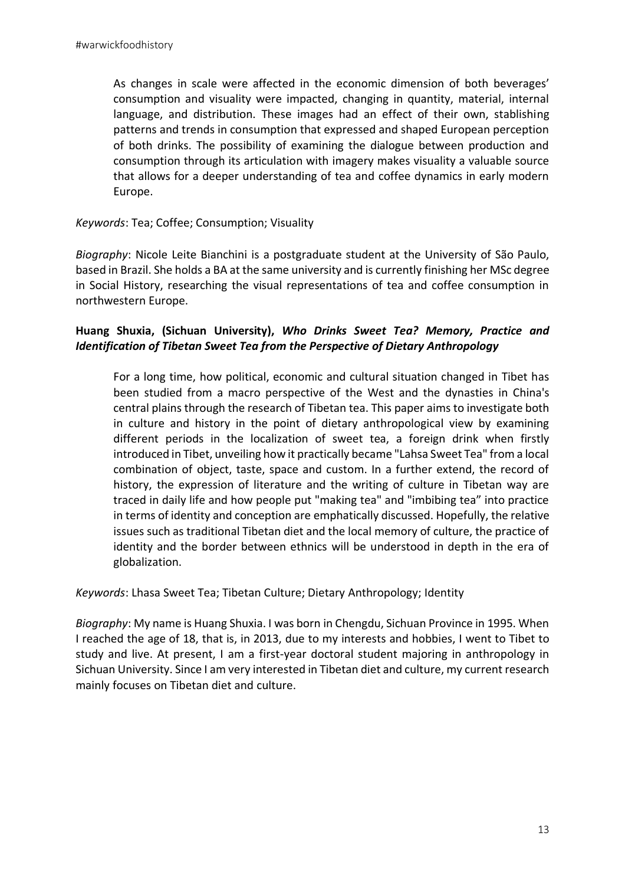As changes in scale were affected in the economic dimension of both beverages' consumption and visuality were impacted, changing in quantity, material, internal language, and distribution. These images had an effect of their own, stablishing patterns and trends in consumption that expressed and shaped European perception of both drinks. The possibility of examining the dialogue between production and consumption through its articulation with imagery makes visuality a valuable source that allows for a deeper understanding of tea and coffee dynamics in early modern Europe.

*Keywords*: Tea; Coffee; Consumption; Visuality

*Biography*: Nicole Leite Bianchini is a postgraduate student at the University of São Paulo, based in Brazil. She holds a BA at the same university and is currently finishing her MSc degree in Social History, researching the visual representations of tea and coffee consumption in northwestern Europe.

**Huang Shuxia, (Sichuan University),** ***Who Drinks Sweet Tea? Memory, Practice and Identification of Tibetan Sweet Tea from the Perspective of Dietary Anthropology***

For a long time, how political, economic and cultural situation changed in Tibet has been studied from a macro perspective of the West and the dynasties in China's central plains through the research of Tibetan tea. This paper aims to investigate both in culture and history in the point of dietary anthropological view by examining different periods in the localization of sweet tea, a foreign drink when firstly introduced in Tibet, unveiling how it practically became "Lahsa Sweet Tea" from a local combination of object, taste, space and custom. In a further extend, the record of history, the expression of literature and the writing of culture in Tibetan way are traced in daily life and how people put "making tea" and "imbibing tea" into practice in terms of identity and conception are emphatically discussed. Hopefully, the relative issues such as traditional Tibetan diet and the local memory of culture, the practice of identity and the border between ethnics will be understood in depth in the era of globalization.

*Keywords*: Lhasa Sweet Tea; Tibetan Culture; Dietary Anthropology; Identity

*Biography*: My name is Huang Shuxia. I was born in Chengdu, Sichuan Province in 1995. When I reached the age of 18, that is, in 2013, due to my interests and hobbies, I went to Tibet to study and live. At present, I am a first-year doctoral student majoring in anthropology in Sichuan University. Since I am very interested in Tibetan diet and culture, my current research mainly focuses on Tibetan diet and culture.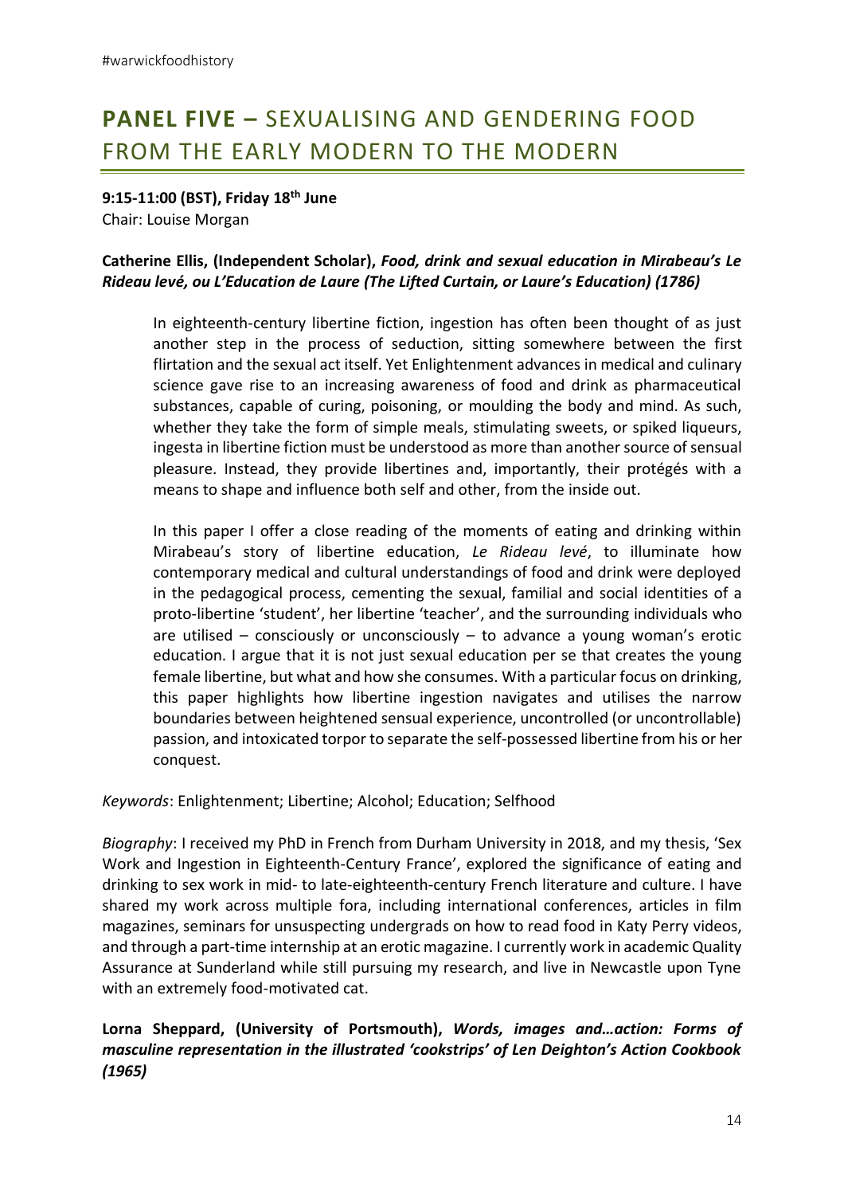## PANEL FIVE – SEXUALISING AND GENDERING FOOD FROM THE EARLY MODERN TO THE MODERN

**9:15-11:00 (BST), Friday 18th June**
Chair: Louise Morgan

**Catherine Ellis, (Independent Scholar),** ***Food, drink and sexual education in Mirabeau's Le Rideau levé, ou L'Education de Laure (The Lifted Curtain, or Laure's Education) (1786)***

In eighteenth-century libertine fiction, ingestion has often been thought of as just another step in the process of seduction, sitting somewhere between the first flirtation and the sexual act itself. Yet Enlightenment advances in medical and culinary science gave rise to an increasing awareness of food and drink as pharmaceutical substances, capable of curing, poisoning, or moulding the body and mind. As such, whether they take the form of simple meals, stimulating sweets, or spiked liqueurs, ingesta in libertine fiction must be understood as more than another source of sensual pleasure. Instead, they provide libertines and, importantly, their protégés with a means to shape and influence both self and other, from the inside out.

In this paper I offer a close reading of the moments of eating and drinking within Mirabeau's story of libertine education, *Le Rideau levé*, to illuminate how contemporary medical and cultural understandings of food and drink were deployed in the pedagogical process, cementing the sexual, familial and social identities of a proto-libertine 'student', her libertine 'teacher', and the surrounding individuals who are utilised – consciously or unconsciously – to advance a young woman's erotic education. I argue that it is not just sexual education per se that creates the young female libertine, but what and how she consumes. With a particular focus on drinking, this paper highlights how libertine ingestion navigates and utilises the narrow boundaries between heightened sensual experience, uncontrolled (or uncontrollable) passion, and intoxicated torpor to separate the self-possessed libertine from his or her conquest.

*Keywords*: Enlightenment; Libertine; Alcohol; Education; Selfhood

*Biography*: I received my PhD in French from Durham University in 2018, and my thesis, 'Sex Work and Ingestion in Eighteenth-Century France', explored the significance of eating and drinking to sex work in mid- to late-eighteenth-century French literature and culture. I have shared my work across multiple fora, including international conferences, articles in film magazines, seminars for unsuspecting undergrads on how to read food in Katy Perry videos, and through a part-time internship at an erotic magazine. I currently work in academic Quality Assurance at Sunderland while still pursuing my research, and live in Newcastle upon Tyne with an extremely food-motivated cat.

**Lorna Sheppard, (University of Portsmouth),** ***Words, images and…action: Forms of masculine representation in the illustrated 'cookstrips' of Len Deighton's Action Cookbook (1965)***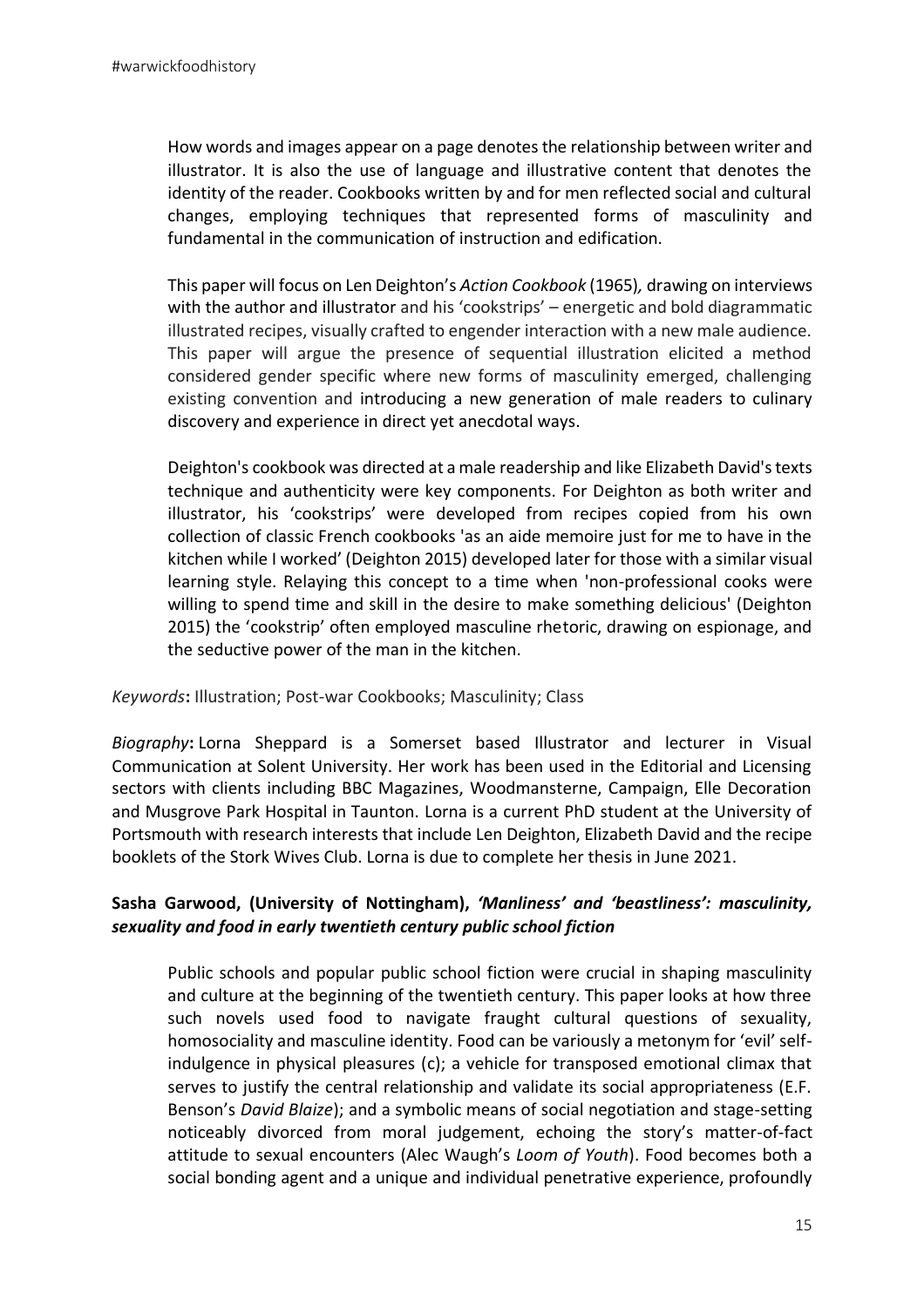How words and images appear on a page denotes the relationship between writer and illustrator. It is also the use of language and illustrative content that denotes the identity of the reader. Cookbooks written by and for men reflected social and cultural changes, employing techniques that represented forms of masculinity and fundamental in the communication of instruction and edification.

This paper will focus on Len Deighton's *Action Cookbook* (1965), drawing on interviews with the author and illustrator and his 'cookstrips' – energetic and bold diagrammatic illustrated recipes, visually crafted to engender interaction with a new male audience. This paper will argue the presence of sequential illustration elicited a method considered gender specific where new forms of masculinity emerged, challenging existing convention and introducing a new generation of male readers to culinary discovery and experience in direct yet anecdotal ways.

Deighton's cookbook was directed at a male readership and like Elizabeth David's texts technique and authenticity were key components. For Deighton as both writer and illustrator, his 'cookstrips' were developed from recipes copied from his own collection of classic French cookbooks 'as an aide memoire just for me to have in the kitchen while I worked' (Deighton 2015) developed later for those with a similar visual learning style. Relaying this concept to a time when 'non-professional cooks were willing to spend time and skill in the desire to make something delicious' (Deighton 2015) the 'cookstrip' often employed masculine rhetoric, drawing on espionage, and the seductive power of the man in the kitchen.

*Keywords*: Illustration; Post-war Cookbooks; Masculinity; Class

*Biography*: Lorna Sheppard is a Somerset based Illustrator and lecturer in Visual Communication at Solent University. Her work has been used in the Editorial and Licensing sectors with clients including BBC Magazines, Woodmansterne, Campaign, Elle Decoration and Musgrove Park Hospital in Taunton. Lorna is a current PhD student at the University of Portsmouth with research interests that include Len Deighton, Elizabeth David and the recipe booklets of the Stork Wives Club. Lorna is due to complete her thesis in June 2021.

**Sasha Garwood, (University of Nottingham), *'Manliness' and 'beastliness': masculinity, sexuality and food in early twentieth century public school fiction***

Public schools and popular public school fiction were crucial in shaping masculinity and culture at the beginning of the twentieth century. This paper looks at how three such novels used food to navigate fraught cultural questions of sexuality, homosociality and masculine identity. Food can be variously a metonym for 'evil' self-indulgence in physical pleasures (c); a vehicle for transposed emotional climax that serves to justify the central relationship and validate its social appropriateness (E.F. Benson's *David Blaize*); and a symbolic means of social negotiation and stage-setting noticeably divorced from moral judgement, echoing the story's matter-of-fact attitude to sexual encounters (Alec Waugh's *Loom of Youth*). Food becomes both a social bonding agent and a unique and individual penetrative experience, profoundly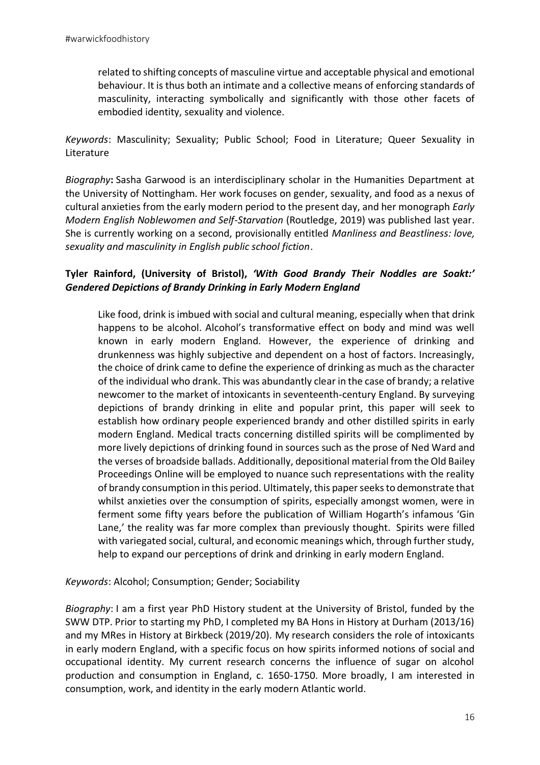related to shifting concepts of masculine virtue and acceptable physical and emotional behaviour. It is thus both an intimate and a collective means of enforcing standards of masculinity, interacting symbolically and significantly with those other facets of embodied identity, sexuality and violence.

*Keywords*: Masculinity; Sexuality; Public School; Food in Literature; Queer Sexuality in Literature

*Biography*: Sasha Garwood is an interdisciplinary scholar in the Humanities Department at the University of Nottingham. Her work focuses on gender, sexuality, and food as a nexus of cultural anxieties from the early modern period to the present day, and her monograph *Early Modern English Noblewomen and Self-Starvation* (Routledge, 2019) was published last year. She is currently working on a second, provisionally entitled *Manliness and Beastliness: love, sexuality and masculinity in English public school fiction*.

**Tyler Rainford, (University of Bristol), *'With Good Brandy Their Noddles are Soakt:' Gendered Depictions of Brandy Drinking in Early Modern England***

Like food, drink is imbued with social and cultural meaning, especially when that drink happens to be alcohol. Alcohol's transformative effect on body and mind was well known in early modern England. However, the experience of drinking and drunkenness was highly subjective and dependent on a host of factors. Increasingly, the choice of drink came to define the experience of drinking as much as the character of the individual who drank. This was abundantly clear in the case of brandy; a relative newcomer to the market of intoxicants in seventeenth-century England. By surveying depictions of brandy drinking in elite and popular print, this paper will seek to establish how ordinary people experienced brandy and other distilled spirits in early modern England. Medical tracts concerning distilled spirits will be complimented by more lively depictions of drinking found in sources such as the prose of Ned Ward and the verses of broadside ballads. Additionally, depositional material from the Old Bailey Proceedings Online will be employed to nuance such representations with the reality of brandy consumption in this period. Ultimately, this paper seeks to demonstrate that whilst anxieties over the consumption of spirits, especially amongst women, were in ferment some fifty years before the publication of William Hogarth's infamous 'Gin Lane,' the reality was far more complex than previously thought. Spirits were filled with variegated social, cultural, and economic meanings which, through further study, help to expand our perceptions of drink and drinking in early modern England.

*Keywords*: Alcohol; Consumption; Gender; Sociability

*Biography*: I am a first year PhD History student at the University of Bristol, funded by the SWW DTP. Prior to starting my PhD, I completed my BA Hons in History at Durham (2013/16) and my MRes in History at Birkbeck (2019/20). My research considers the role of intoxicants in early modern England, with a specific focus on how spirits informed notions of social and occupational identity. My current research concerns the influence of sugar on alcohol production and consumption in England, c. 1650-1750. More broadly, I am interested in consumption, work, and identity in the early modern Atlantic world.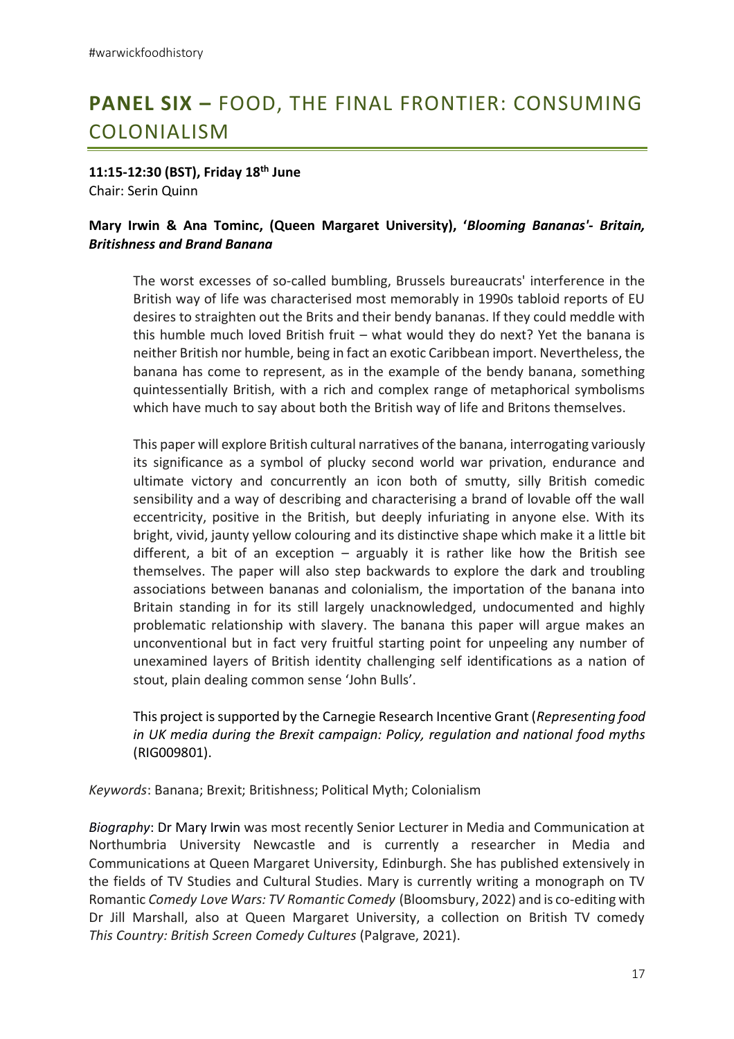## **PANEL SIX –** FOOD, THE FINAL FRONTIER: CONSUMING COLONIALISM

**11:15-12:30 (BST), Friday 18th June**
Chair: Serin Quinn

**Mary Irwin & Ana Tominc, (Queen Margaret University), '*Blooming Bananas'- Britain, Britishness and Brand Banana***

> The worst excesses of so-called bumbling, Brussels bureaucrats' interference in the British way of life was characterised most memorably in 1990s tabloid reports of EU desires to straighten out the Brits and their bendy bananas. If they could meddle with this humble much loved British fruit – what would they do next? Yet the banana is neither British nor humble, being in fact an exotic Caribbean import. Nevertheless, the banana has come to represent, as in the example of the bendy banana, something quintessentially British, with a rich and complex range of metaphorical symbolisms which have much to say about both the British way of life and Britons themselves.
>
> This paper will explore British cultural narratives of the banana, interrogating variously its significance as a symbol of plucky second world war privation, endurance and ultimate victory and concurrently an icon both of smutty, silly British comedic sensibility and a way of describing and characterising a brand of lovable off the wall eccentricity, positive in the British, but deeply infuriating in anyone else. With its bright, vivid, jaunty yellow colouring and its distinctive shape which make it a little bit different, a bit of an exception – arguably it is rather like how the British see themselves. The paper will also step backwards to explore the dark and troubling associations between bananas and colonialism, the importation of the banana into Britain standing in for its still largely unacknowledged, undocumented and highly problematic relationship with slavery. The banana this paper will argue makes an unconventional but in fact very fruitful starting point for unpeeling any number of unexamined layers of British identity challenging self identifications as a nation of stout, plain dealing common sense 'John Bulls'.
>
> This project is supported by the Carnegie Research Incentive Grant (*Representing food in UK media during the Brexit campaign: Policy, regulation and national food myths* (RIG009801).

*Keywords*: Banana; Brexit; Britishness; Political Myth; Colonialism

*Biography*: Dr Mary Irwin was most recently Senior Lecturer in Media and Communication at Northumbria University Newcastle and is currently a researcher in Media and Communications at Queen Margaret University, Edinburgh. She has published extensively in the fields of TV Studies and Cultural Studies. Mary is currently writing a monograph on TV Romantic *Comedy Love Wars: TV Romantic Comedy* (Bloomsbury, 2022) and is co-editing with Dr Jill Marshall, also at Queen Margaret University, a collection on British TV comedy *This Country: British Screen Comedy Cultures* (Palgrave, 2021).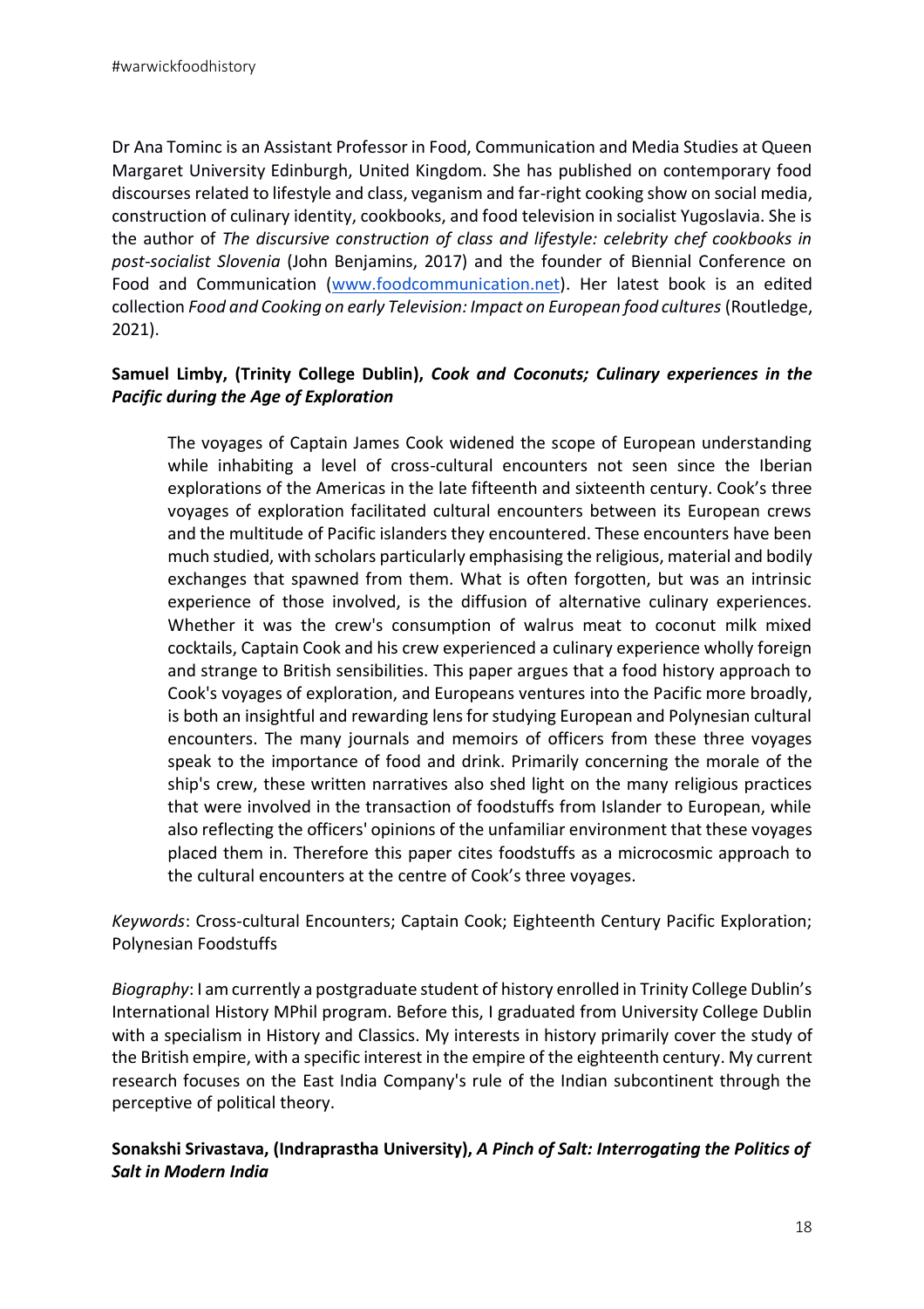Dr Ana Tominc is an Assistant Professor in Food, Communication and Media Studies at Queen Margaret University Edinburgh, United Kingdom. She has published on contemporary food discourses related to lifestyle and class, veganism and far-right cooking show on social media, construction of culinary identity, cookbooks, and food television in socialist Yugoslavia. She is the author of *The discursive construction of class and lifestyle: celebrity chef cookbooks in post-socialist Slovenia* (John Benjamins, 2017) and the founder of Biennial Conference on Food and Communication (www.foodcommunication.net). Her latest book is an edited collection *Food and Cooking on early Television: Impact on European food cultures* (Routledge, 2021).

**Samuel Limby, (Trinity College Dublin), *Cook and Coconuts; Culinary experiences in the Pacific during the Age of Exploration***

> The voyages of Captain James Cook widened the scope of European understanding while inhabiting a level of cross-cultural encounters not seen since the Iberian explorations of the Americas in the late fifteenth and sixteenth century. Cook's three voyages of exploration facilitated cultural encounters between its European crews and the multitude of Pacific islanders they encountered. These encounters have been much studied, with scholars particularly emphasising the religious, material and bodily exchanges that spawned from them. What is often forgotten, but was an intrinsic experience of those involved, is the diffusion of alternative culinary experiences. Whether it was the crew's consumption of walrus meat to coconut milk mixed cocktails, Captain Cook and his crew experienced a culinary experience wholly foreign and strange to British sensibilities. This paper argues that a food history approach to Cook's voyages of exploration, and Europeans ventures into the Pacific more broadly, is both an insightful and rewarding lens for studying European and Polynesian cultural encounters. The many journals and memoirs of officers from these three voyages speak to the importance of food and drink. Primarily concerning the morale of the ship's crew, these written narratives also shed light on the many religious practices that were involved in the transaction of foodstuffs from Islander to European, while also reflecting the officers' opinions of the unfamiliar environment that these voyages placed them in. Therefore this paper cites foodstuffs as a microcosmic approach to the cultural encounters at the centre of Cook's three voyages.

*Keywords*: Cross-cultural Encounters; Captain Cook; Eighteenth Century Pacific Exploration; Polynesian Foodstuffs

*Biography*: I am currently a postgraduate student of history enrolled in Trinity College Dublin's International History MPhil program. Before this, I graduated from University College Dublin with a specialism in History and Classics. My interests in history primarily cover the study of the British empire, with a specific interest in the empire of the eighteenth century. My current research focuses on the East India Company's rule of the Indian subcontinent through the perceptive of political theory.

**Sonakshi Srivastava, (Indraprastha University), *A Pinch of Salt: Interrogating the Politics of Salt in Modern India***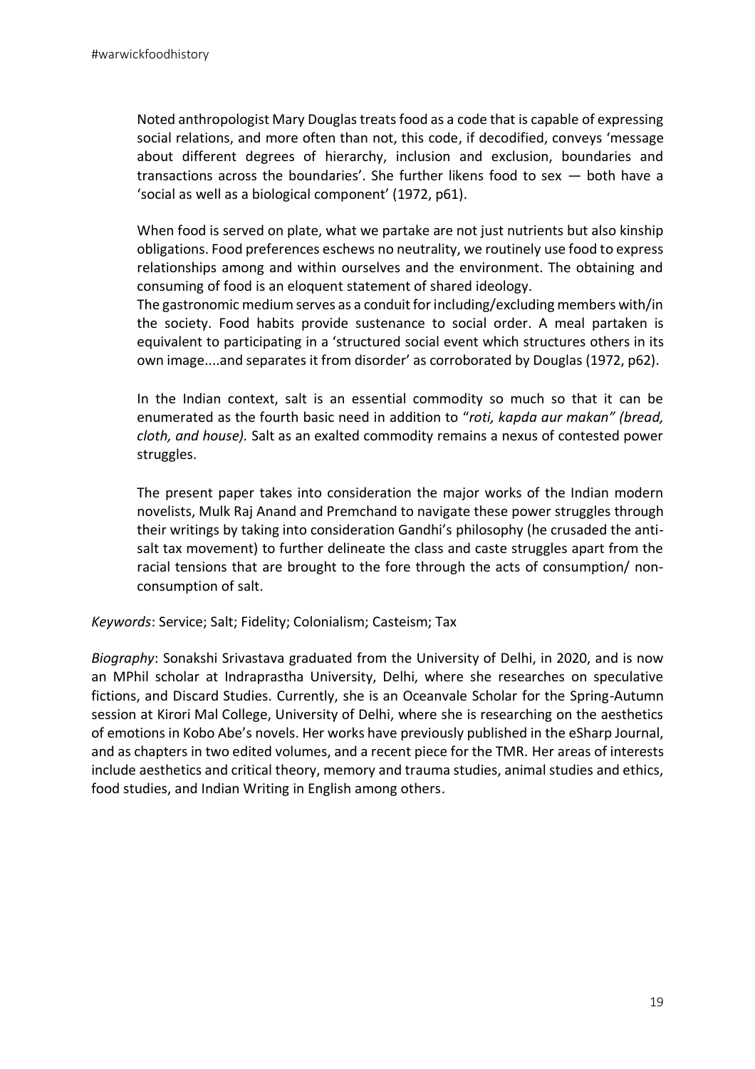Noted anthropologist Mary Douglas treats food as a code that is capable of expressing social relations, and more often than not, this code, if decodified, conveys 'message about different degrees of hierarchy, inclusion and exclusion, boundaries and transactions across the boundaries'. She further likens food to sex — both have a 'social as well as a biological component' (1972, p61).

When food is served on plate, what we partake are not just nutrients but also kinship obligations. Food preferences eschews no neutrality, we routinely use food to express relationships among and within ourselves and the environment. The obtaining and consuming of food is an eloquent statement of shared ideology.
The gastronomic medium serves as a conduit for including/excluding members with/in the society. Food habits provide sustenance to social order. A meal partaken is equivalent to participating in a 'structured social event which structures others in its own image....and separates it from disorder' as corroborated by Douglas (1972, p62).

In the Indian context, salt is an essential commodity so much so that it can be enumerated as the fourth basic need in addition to "*roti, kapda aur makan" (bread, cloth, and house).* Salt as an exalted commodity remains a nexus of contested power struggles.

The present paper takes into consideration the major works of the Indian modern novelists, Mulk Raj Anand and Premchand to navigate these power struggles through their writings by taking into consideration Gandhi's philosophy (he crusaded the anti-salt tax movement) to further delineate the class and caste struggles apart from the racial tensions that are brought to the fore through the acts of consumption/ non-consumption of salt.

*Keywords*: Service; Salt; Fidelity; Colonialism; Casteism; Tax

*Biography*: Sonakshi Srivastava graduated from the University of Delhi, in 2020, and is now an MPhil scholar at Indraprastha University, Delhi, where she researches on speculative fictions, and Discard Studies. Currently, she is an Oceanvale Scholar for the Spring-Autumn session at Kirori Mal College, University of Delhi, where she is researching on the aesthetics of emotions in Kobo Abe's novels. Her works have previously published in the eSharp Journal, and as chapters in two edited volumes, and a recent piece for the TMR. Her areas of interests include aesthetics and critical theory, memory and trauma studies, animal studies and ethics, food studies, and Indian Writing in English among others.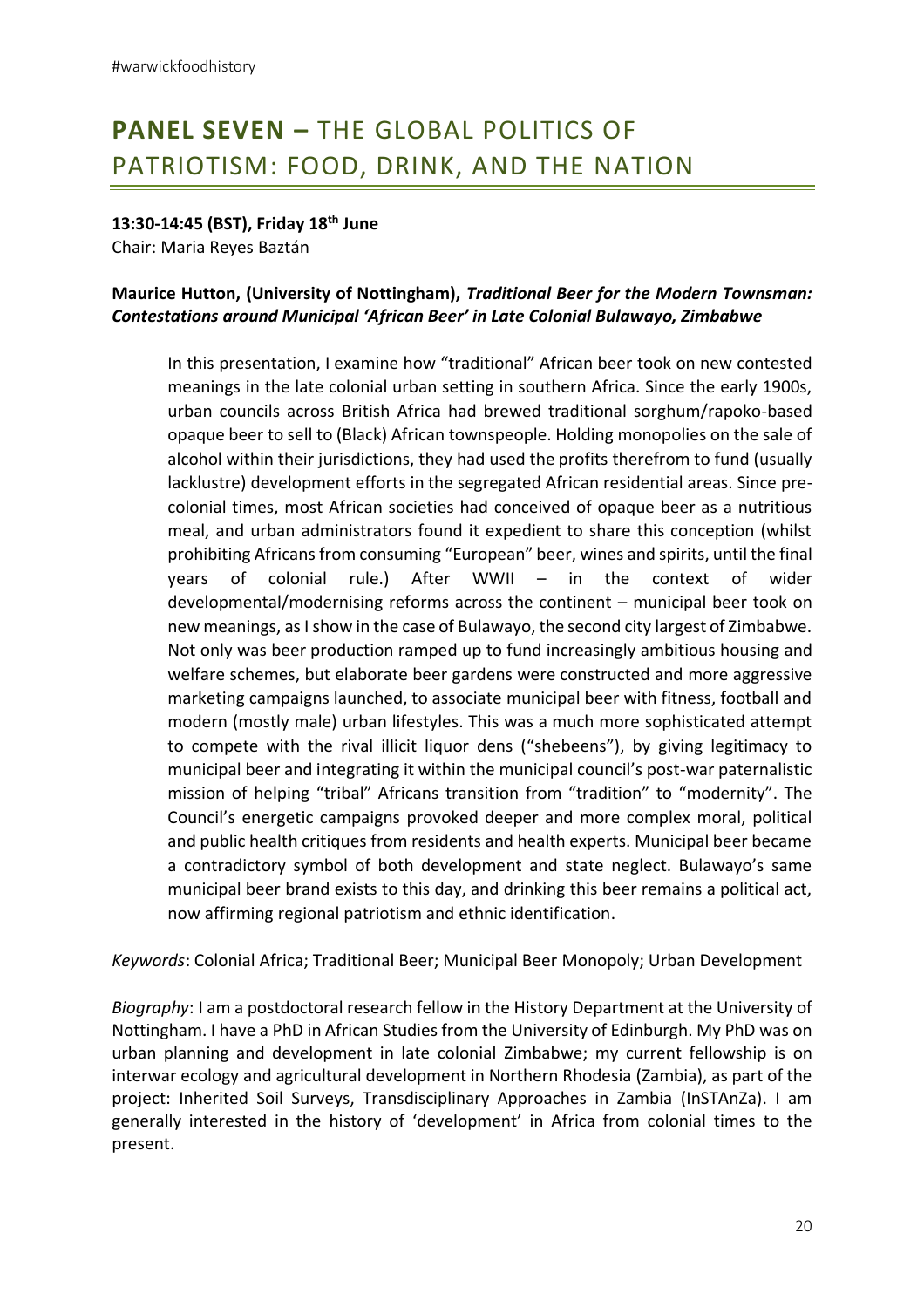# PANEL SEVEN – THE GLOBAL POLITICS OF PATRIOTISM: FOOD, DRINK, AND THE NATION

**13:30-14:45 (BST), Friday 18th June**
Chair: Maria Reyes Baztán

**Maurice Hutton, (University of Nottingham), *Traditional Beer for the Modern Townsman: Contestations around Municipal 'African Beer' in Late Colonial Bulawayo, Zimbabwe***

> In this presentation, I examine how "traditional" African beer took on new contested meanings in the late colonial urban setting in southern Africa. Since the early 1900s, urban councils across British Africa had brewed traditional sorghum/rapoko-based opaque beer to sell to (Black) African townspeople. Holding monopolies on the sale of alcohol within their jurisdictions, they had used the profits therefrom to fund (usually lacklustre) development efforts in the segregated African residential areas. Since pre-colonial times, most African societies had conceived of opaque beer as a nutritious meal, and urban administrators found it expedient to share this conception (whilst prohibiting Africans from consuming "European" beer, wines and spirits, until the final years of colonial rule.) After WWII – in the context of wider developmental/modernising reforms across the continent – municipal beer took on new meanings, as I show in the case of Bulawayo, the second city largest of Zimbabwe. Not only was beer production ramped up to fund increasingly ambitious housing and welfare schemes, but elaborate beer gardens were constructed and more aggressive marketing campaigns launched, to associate municipal beer with fitness, football and modern (mostly male) urban lifestyles. This was a much more sophisticated attempt to compete with the rival illicit liquor dens ("shebeens"), by giving legitimacy to municipal beer and integrating it within the municipal council's post-war paternalistic mission of helping "tribal" Africans transition from "tradition" to "modernity". The Council's energetic campaigns provoked deeper and more complex moral, political and public health critiques from residents and health experts. Municipal beer became a contradictory symbol of both development and state neglect. Bulawayo's same municipal beer brand exists to this day, and drinking this beer remains a political act, now affirming regional patriotism and ethnic identification.

*Keywords*: Colonial Africa; Traditional Beer; Municipal Beer Monopoly; Urban Development

*Biography*: I am a postdoctoral research fellow in the History Department at the University of Nottingham. I have a PhD in African Studies from the University of Edinburgh. My PhD was on urban planning and development in late colonial Zimbabwe; my current fellowship is on interwar ecology and agricultural development in Northern Rhodesia (Zambia), as part of the project: Inherited Soil Surveys, Transdisciplinary Approaches in Zambia (InSTAnZa). I am generally interested in the history of 'development' in Africa from colonial times to the present.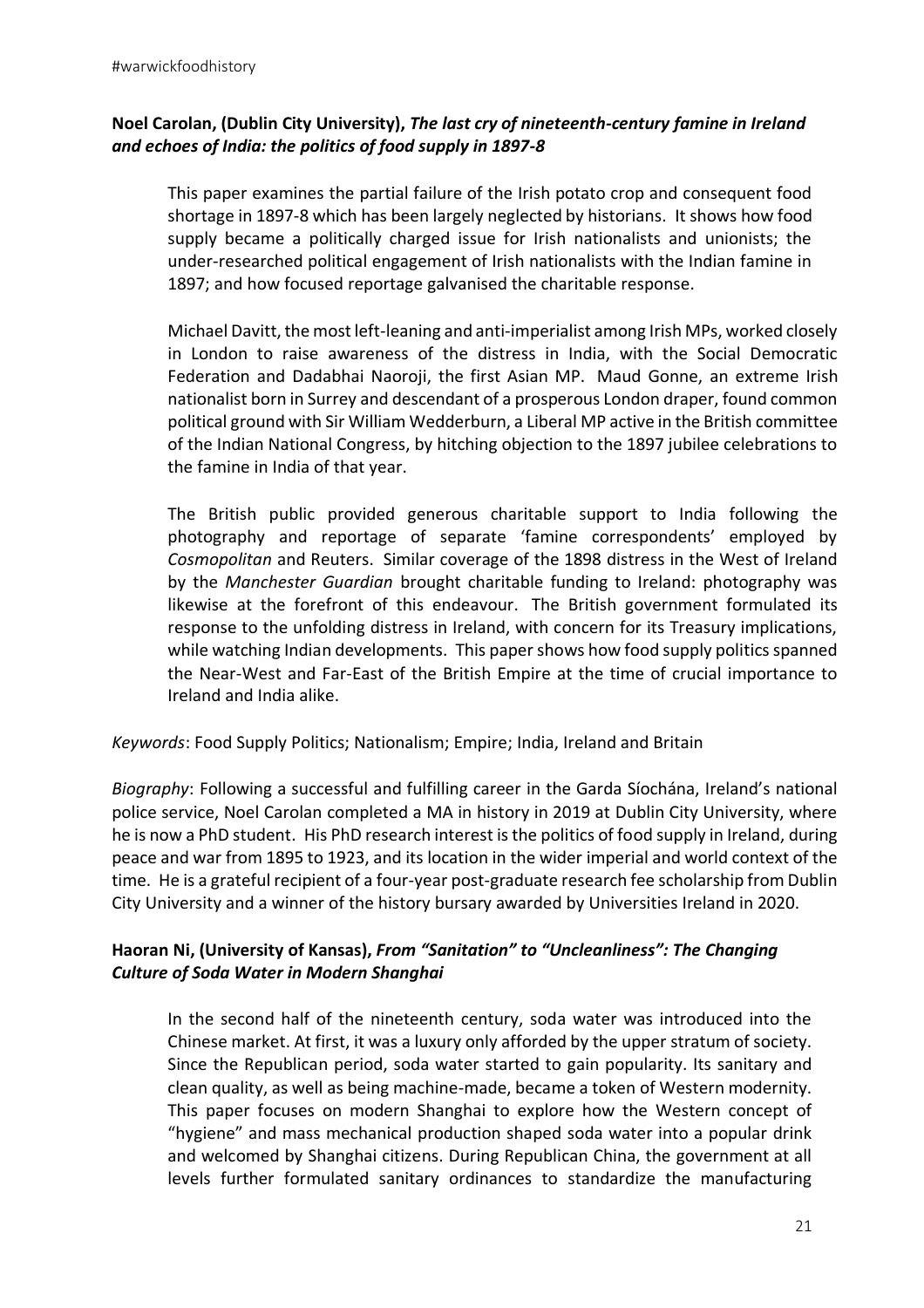**Noel Carolan, (Dublin City University),** ***The last cry of nineteenth-century famine in Ireland and echoes of India: the politics of food supply in 1897-8***

This paper examines the partial failure of the Irish potato crop and consequent food shortage in 1897-8 which has been largely neglected by historians. It shows how food supply became a politically charged issue for Irish nationalists and unionists; the under-researched political engagement of Irish nationalists with the Indian famine in 1897; and how focused reportage galvanised the charitable response.

Michael Davitt, the most left-leaning and anti-imperialist among Irish MPs, worked closely in London to raise awareness of the distress in India, with the Social Democratic Federation and Dadabhai Naoroji, the first Asian MP. Maud Gonne, an extreme Irish nationalist born in Surrey and descendant of a prosperous London draper, found common political ground with Sir William Wedderburn, a Liberal MP active in the British committee of the Indian National Congress, by hitching objection to the 1897 jubilee celebrations to the famine in India of that year.

The British public provided generous charitable support to India following the photography and reportage of separate 'famine correspondents' employed by *Cosmopolitan* and Reuters. Similar coverage of the 1898 distress in the West of Ireland by the *Manchester Guardian* brought charitable funding to Ireland: photography was likewise at the forefront of this endeavour. The British government formulated its response to the unfolding distress in Ireland, with concern for its Treasury implications, while watching Indian developments. This paper shows how food supply politics spanned the Near-West and Far-East of the British Empire at the time of crucial importance to Ireland and India alike.

*Keywords*: Food Supply Politics; Nationalism; Empire; India, Ireland and Britain

*Biography*: Following a successful and fulfilling career in the Garda Síochána, Ireland's national police service, Noel Carolan completed a MA in history in 2019 at Dublin City University, where he is now a PhD student. His PhD research interest is the politics of food supply in Ireland, during peace and war from 1895 to 1923, and its location in the wider imperial and world context of the time. He is a grateful recipient of a four-year post-graduate research fee scholarship from Dublin City University and a winner of the history bursary awarded by Universities Ireland in 2020.

**Haoran Ni, (University of Kansas),** ***From "Sanitation" to "Uncleanliness": The Changing Culture of Soda Water in Modern Shanghai***

In the second half of the nineteenth century, soda water was introduced into the Chinese market. At first, it was a luxury only afforded by the upper stratum of society. Since the Republican period, soda water started to gain popularity. Its sanitary and clean quality, as well as being machine-made, became a token of Western modernity. This paper focuses on modern Shanghai to explore how the Western concept of "hygiene" and mass mechanical production shaped soda water into a popular drink and welcomed by Shanghai citizens. During Republican China, the government at all levels further formulated sanitary ordinances to standardize the manufacturing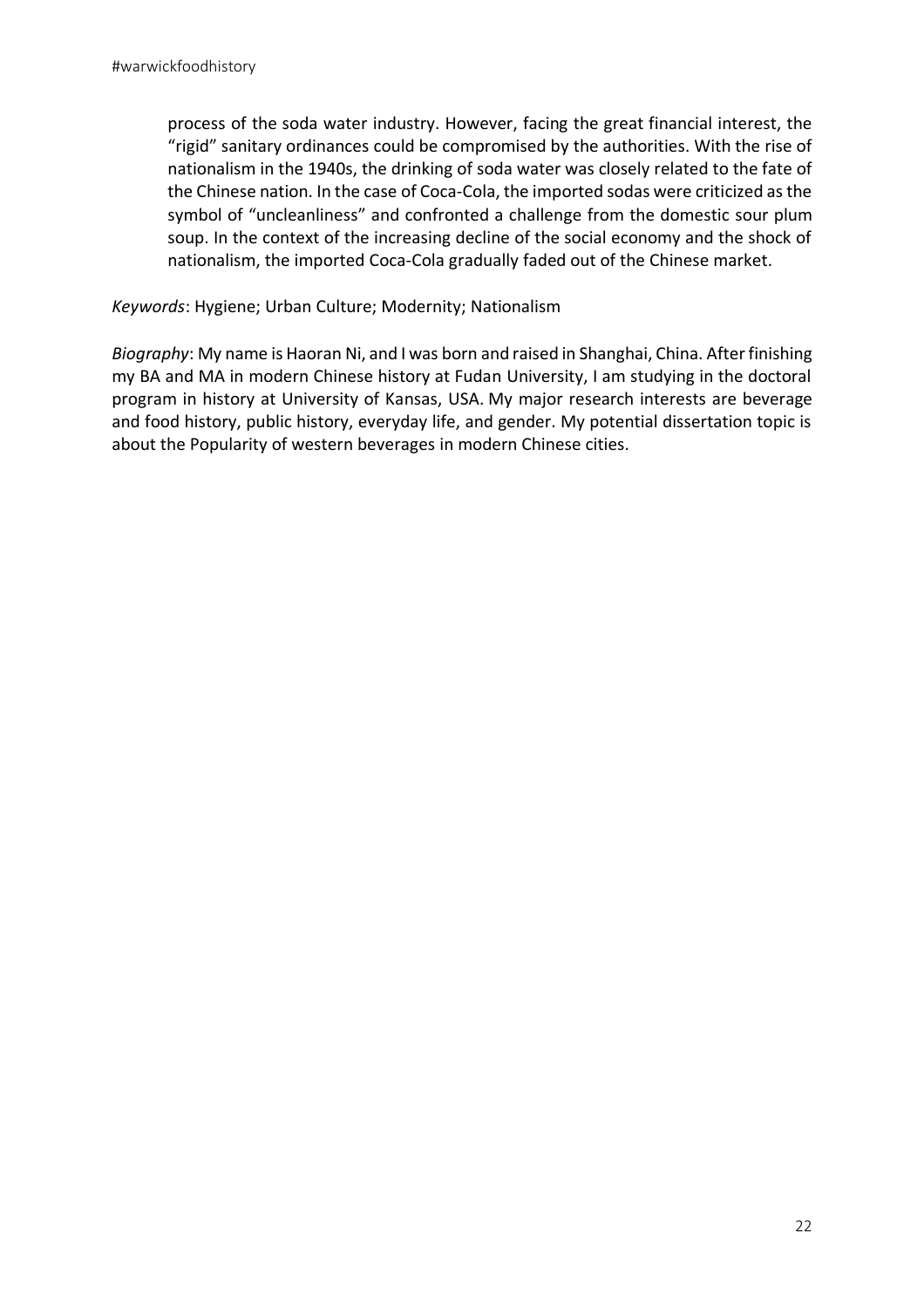process of the soda water industry. However, facing the great financial interest, the "rigid" sanitary ordinances could be compromised by the authorities. With the rise of nationalism in the 1940s, the drinking of soda water was closely related to the fate of the Chinese nation. In the case of Coca-Cola, the imported sodas were criticized as the symbol of "uncleanliness" and confronted a challenge from the domestic sour plum soup. In the context of the increasing decline of the social economy and the shock of nationalism, the imported Coca-Cola gradually faded out of the Chinese market.

*Keywords*: Hygiene; Urban Culture; Modernity; Nationalism

*Biography*: My name is Haoran Ni, and I was born and raised in Shanghai, China. After finishing my BA and MA in modern Chinese history at Fudan University, I am studying in the doctoral program in history at University of Kansas, USA. My major research interests are beverage and food history, public history, everyday life, and gender. My potential dissertation topic is about the Popularity of western beverages in modern Chinese cities.